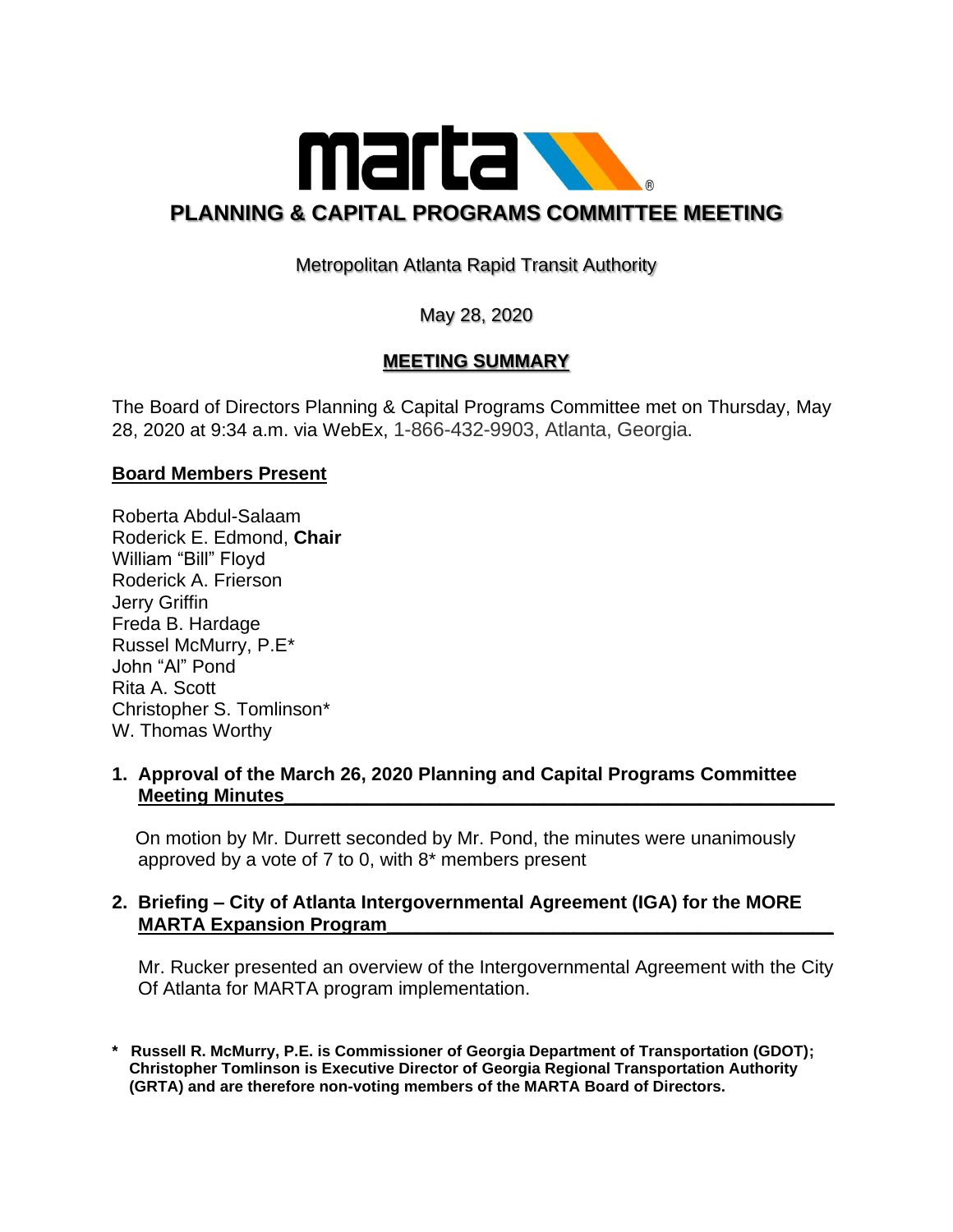# PLANNING & CAPITAL PROGRAMS COMMITTEE MEETING

Metropolitan Atlanta Rapid Transit Authority

May 28, 2020

## MEETING SUMMARY

The Board of Directors Planning & Capital Programs Committee met on Thursday, May 28, 2020 at 9:34 a.m. via WebEx, 1-866-432-9903, Atlanta, Georgia.

### Board Members Present

Roberta Abdul-Salaam
Roderick E. Edmond, **Chair**
William “Bill” Floyd
Roderick A. Frierson
Jerry Griffin
Freda B. Hardage
Russel McMurry, P.E*
John “Al” Pond
Rita A. Scott
Christopher S. Tomlinson*
W. Thomas Worthy

### 1. Approval of the March 26, 2020 Planning and Capital Programs Committee Meeting Minutes

On motion by Mr. Durrett seconded by Mr. Pond, the minutes were unanimously approved by a vote of 7 to 0, with 8* members present

### 2. Briefing – City of Atlanta Intergovernmental Agreement (IGA) for the MORE MARTA Expansion Program

Mr. Rucker presented an overview of the Intergovernmental Agreement with the City Of Atlanta for MARTA program implementation.

**\* Russell R. McMurry, P.E. is Commissioner of Georgia Department of Transportation (GDOT); Christopher Tomlinson is Executive Director of Georgia Regional Transportation Authority (GRTA) and are therefore non-voting members of the MARTA Board of Directors.**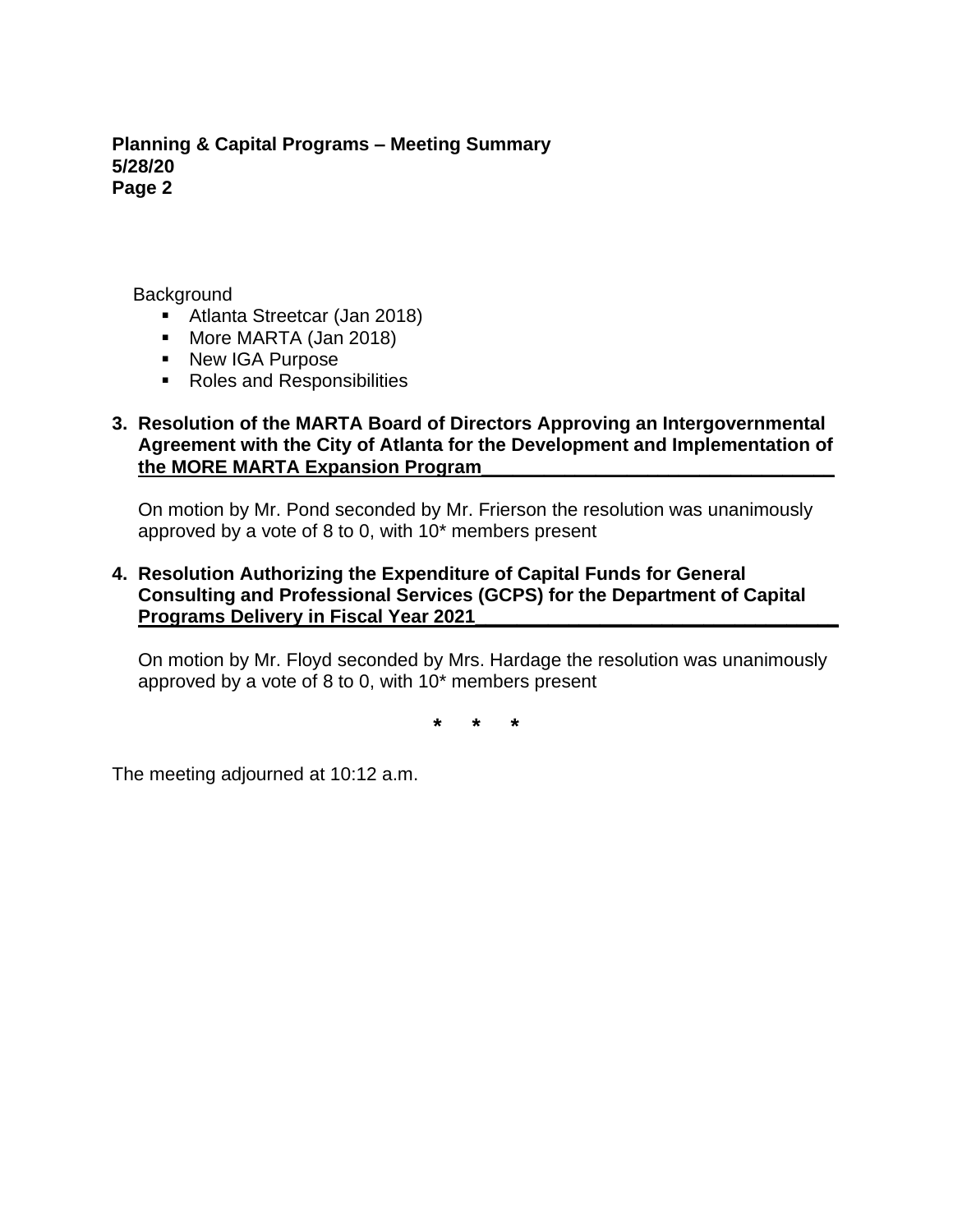Background

- Atlanta Streetcar (Jan 2018)
- More MARTA (Jan 2018)
- New IGA Purpose
- Roles and Responsibilities

**3. Resolution of the MARTA Board of Directors Approving an Intergovernmental Agreement with the City of Atlanta for the Development and Implementation of the MORE MARTA Expansion Program**

On motion by Mr. Pond seconded by Mr. Frierson the resolution was unanimously approved by a vote of 8 to 0, with 10* members present

**4. Resolution Authorizing the Expenditure of Capital Funds for General Consulting and Professional Services (GCPS) for the Department of Capital Programs Delivery in Fiscal Year 2021**

On motion by Mr. Floyd seconded by Mrs. Hardage the resolution was unanimously approved by a vote of 8 to 0, with 10* members present

\* \* \*

The meeting adjourned at 10:12 a.m.